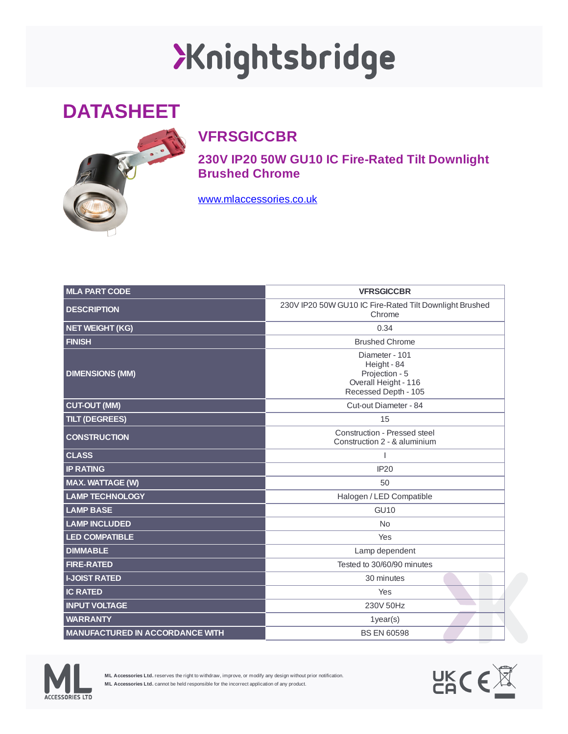# Knightsbridge

## DATASHEET

### VFRSGICCBR

### 230V IP20 50W GU10 IC Fire-Rated Tilt Downlight Brushed Chrome

www.mlaccessories.co.uk

| MLA PART CODE | VFRSGICCBR |
|---|---|
| DESCRIPTION | 230V IP20 50W GU10 IC Fire-Rated Tilt Downlight Brushed Chrome |
| NET WEIGHT (KG) | 0.34 |
| FINISH | Brushed Chrome |
| DIMENSIONS (MM) | Diameter - 101<br>Height - 84<br>Projection - 5<br>Overall Height - 116<br>Recessed Depth - 105 |
| CUT-OUT (MM) | Cut-out Diameter - 84 |
| TILT (DEGREES) | 15 |
| CONSTRUCTION | Construction - Pressed steel<br>Construction 2 - & aluminium |
| CLASS | I |
| IP RATING | IP20 |
| MAX. WATTAGE (W) | 50 |
| LAMP TECHNOLOGY | Halogen / LED Compatible |
| LAMP BASE | GU10 |
| LAMP INCLUDED | No |
| LED COMPATIBLE | Yes |
| DIMMABLE | Lamp dependent |
| FIRE-RATED | Tested to 30/60/90 minutes |
| I-JOIST RATED | 30 minutes |
| IC RATED | Yes |
| INPUT VOLTAGE | 230V 50Hz |
| WARRANTY | 1year(s) |
| MANUFACTURED IN ACCORDANCE WITH | BS EN 60598 |

**ML Accessories Ltd.** reserves the right to withdraw, improve, or modify any design without prior notification.
**ML Accessories Ltd.** cannot be held responsible for the incorrect application of any product.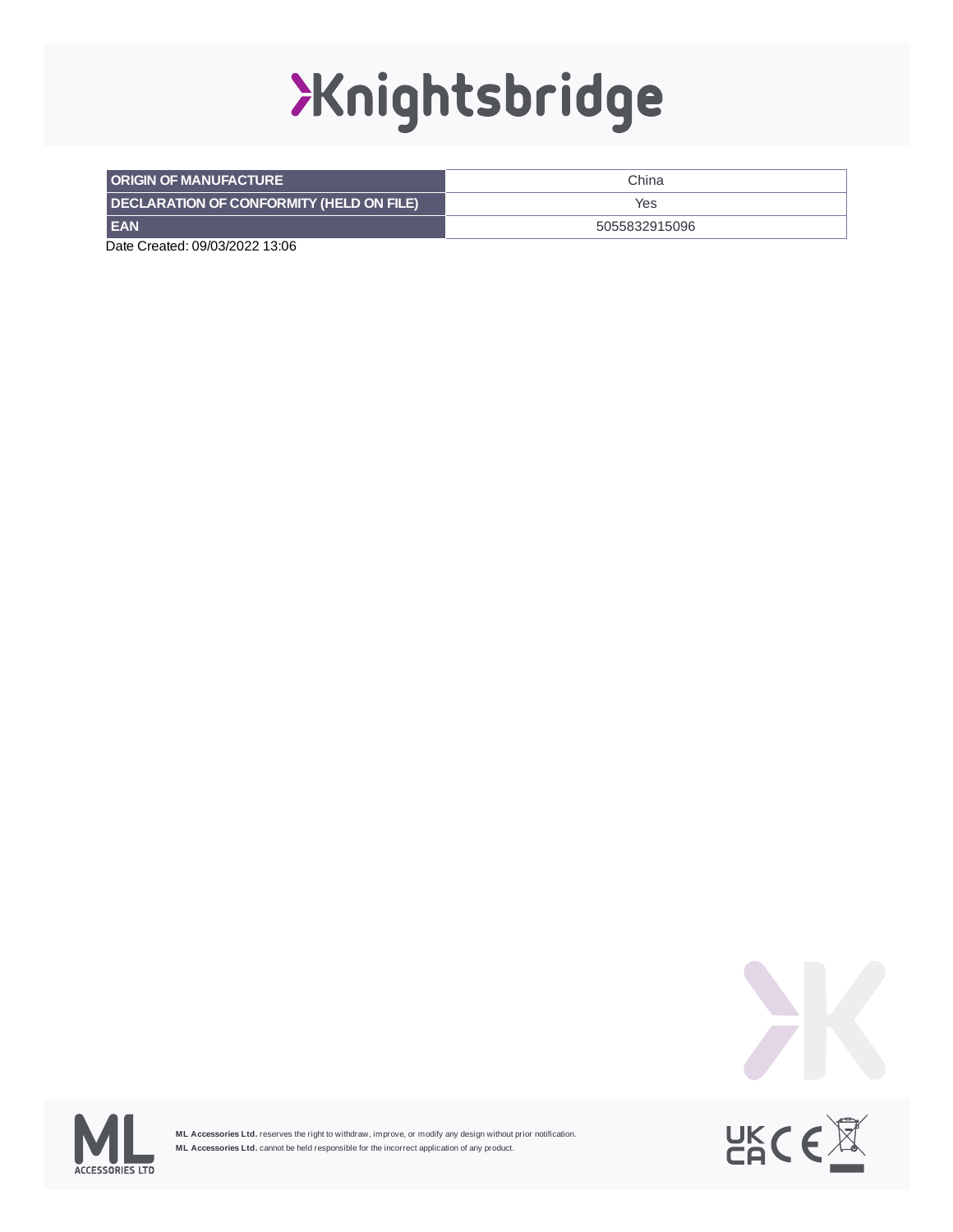Knightsbridge

| | |
|---|---|
| ORIGIN OF MANUFACTURE | China |
| DECLARATION OF CONFORMITY (HELD ON FILE) | Yes |
| EAN | 5055832915096 |

Date Created: 09/03/2022 13:06

**ML Accessories Ltd.** reserves the right to withdraw, improve, or modify any design without prior notification.

**ML Accessories Ltd.** cannot be held responsible for the incorrect application of any product.